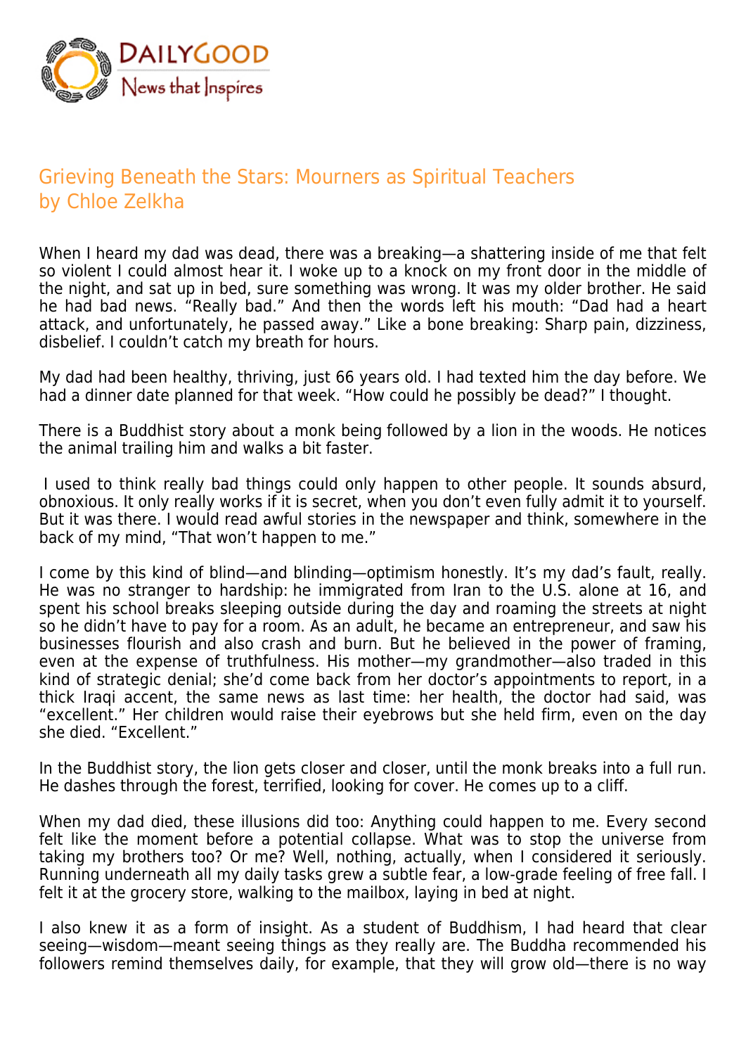# Grieving Beneath the Stars: Mourners as Spiritual Teachers
by Chloe Zelkha

When I heard my dad was dead, there was a breaking—a shattering inside of me that felt so violent I could almost hear it. I woke up to a knock on my front door in the middle of the night, and sat up in bed, sure something was wrong. It was my older brother. He said he had bad news. "Really bad." And then the words left his mouth: "Dad had a heart attack, and unfortunately, he passed away." Like a bone breaking: Sharp pain, dizziness, disbelief. I couldn't catch my breath for hours.

My dad had been healthy, thriving, just 66 years old. I had texted him the day before. We had a dinner date planned for that week. "How could he possibly be dead?" I thought.

There is a Buddhist story about a monk being followed by a lion in the woods. He notices the animal trailing him and walks a bit faster.

I used to think really bad things could only happen to other people. It sounds absurd, obnoxious. It only really works if it is secret, when you don't even fully admit it to yourself. But it was there. I would read awful stories in the newspaper and think, somewhere in the back of my mind, "That won't happen to me."

I come by this kind of blind—and blinding—optimism honestly. It's my dad's fault, really. He was no stranger to hardship: he immigrated from Iran to the U.S. alone at 16, and spent his school breaks sleeping outside during the day and roaming the streets at night so he didn't have to pay for a room. As an adult, he became an entrepreneur, and saw his businesses flourish and also crash and burn. But he believed in the power of framing, even at the expense of truthfulness. His mother—my grandmother—also traded in this kind of strategic denial; she'd come back from her doctor's appointments to report, in a thick Iraqi accent, the same news as last time: her health, the doctor had said, was "excellent." Her children would raise their eyebrows but she held firm, even on the day she died. "Excellent."

In the Buddhist story, the lion gets closer and closer, until the monk breaks into a full run. He dashes through the forest, terrified, looking for cover. He comes up to a cliff.

When my dad died, these illusions did too: Anything could happen to me. Every second felt like the moment before a potential collapse. What was to stop the universe from taking my brothers too? Or me? Well, nothing, actually, when I considered it seriously. Running underneath all my daily tasks grew a subtle fear, a low-grade feeling of free fall. I felt it at the grocery store, walking to the mailbox, laying in bed at night.

I also knew it as a form of insight. As a student of Buddhism, I had heard that clear seeing—wisdom—meant seeing things as they really are. The Buddha recommended his followers remind themselves daily, for example, that they will grow old—there is no way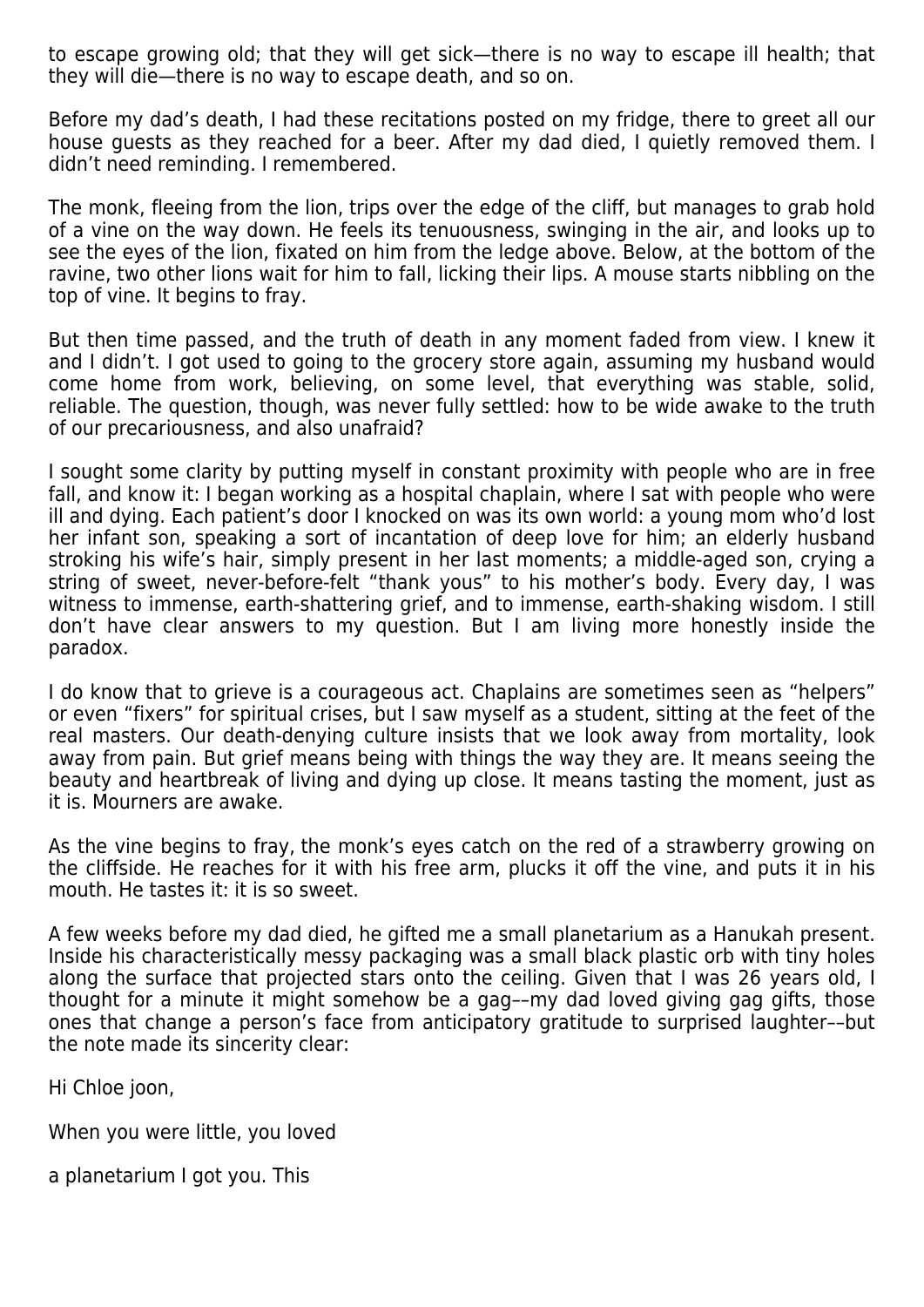to escape growing old; that they will get sick—there is no way to escape ill health; that they will die—there is no way to escape death, and so on.

Before my dad's death, I had these recitations posted on my fridge, there to greet all our house guests as they reached for a beer. After my dad died, I quietly removed them. I didn't need reminding. I remembered.

The monk, fleeing from the lion, trips over the edge of the cliff, but manages to grab hold of a vine on the way down. He feels its tenuousness, swinging in the air, and looks up to see the eyes of the lion, fixated on him from the ledge above. Below, at the bottom of the ravine, two other lions wait for him to fall, licking their lips. A mouse starts nibbling on the top of vine. It begins to fray.

But then time passed, and the truth of death in any moment faded from view. I knew it and I didn't. I got used to going to the grocery store again, assuming my husband would come home from work, believing, on some level, that everything was stable, solid, reliable. The question, though, was never fully settled: how to be wide awake to the truth of our precariousness, and also unafraid?

I sought some clarity by putting myself in constant proximity with people who are in free fall, and know it: I began working as a hospital chaplain, where I sat with people who were ill and dying. Each patient's door I knocked on was its own world: a young mom who'd lost her infant son, speaking a sort of incantation of deep love for him; an elderly husband stroking his wife's hair, simply present in her last moments; a middle-aged son, crying a string of sweet, never-before-felt "thank yous" to his mother's body. Every day, I was witness to immense, earth-shattering grief, and to immense, earth-shaking wisdom. I still don't have clear answers to my question. But I am living more honestly inside the paradox.

I do know that to grieve is a courageous act. Chaplains are sometimes seen as "helpers" or even "fixers" for spiritual crises, but I saw myself as a student, sitting at the feet of the real masters. Our death-denying culture insists that we look away from mortality, look away from pain. But grief means being with things the way they are. It means seeing the beauty and heartbreak of living and dying up close. It means tasting the moment, just as it is. Mourners are awake.

As the vine begins to fray, the monk's eyes catch on the red of a strawberry growing on the cliffside. He reaches for it with his free arm, plucks it off the vine, and puts it in his mouth. He tastes it: it is so sweet.

A few weeks before my dad died, he gifted me a small planetarium as a Hanukah present. Inside his characteristically messy packaging was a small black plastic orb with tiny holes along the surface that projected stars onto the ceiling. Given that I was 26 years old, I thought for a minute it might somehow be a gag––my dad loved giving gag gifts, those ones that change a person's face from anticipatory gratitude to surprised laughter––but the note made its sincerity clear:

Hi Chloe joon,

When you were little, you loved

a planetarium I got you. This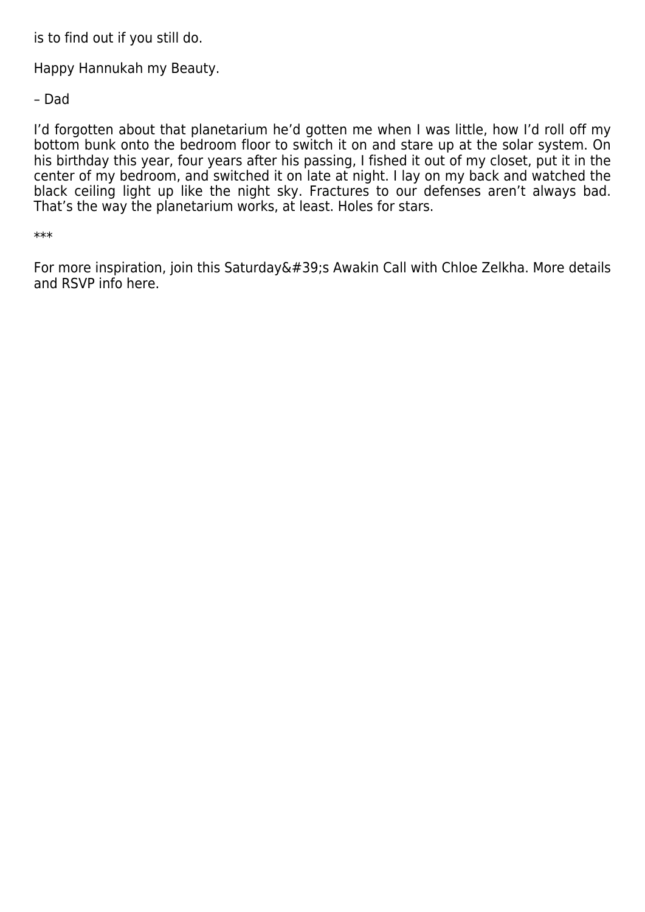is to find out if you still do.

Happy Hannukah my Beauty.

– Dad

I’d forgotten about that planetarium he’d gotten me when I was little, how I’d roll off my bottom bunk onto the bedroom floor to switch it on and stare up at the solar system. On his birthday this year, four years after his passing, I fished it out of my closet, put it in the center of my bedroom, and switched it on late at night. I lay on my back and watched the black ceiling light up like the night sky. Fractures to our defenses aren’t always bad. That’s the way the planetarium works, at least. Holes for stars.

***

For more inspiration, join this Saturday&#39;s Awakin Call with Chloe Zelkha. More details and RSVP info here.